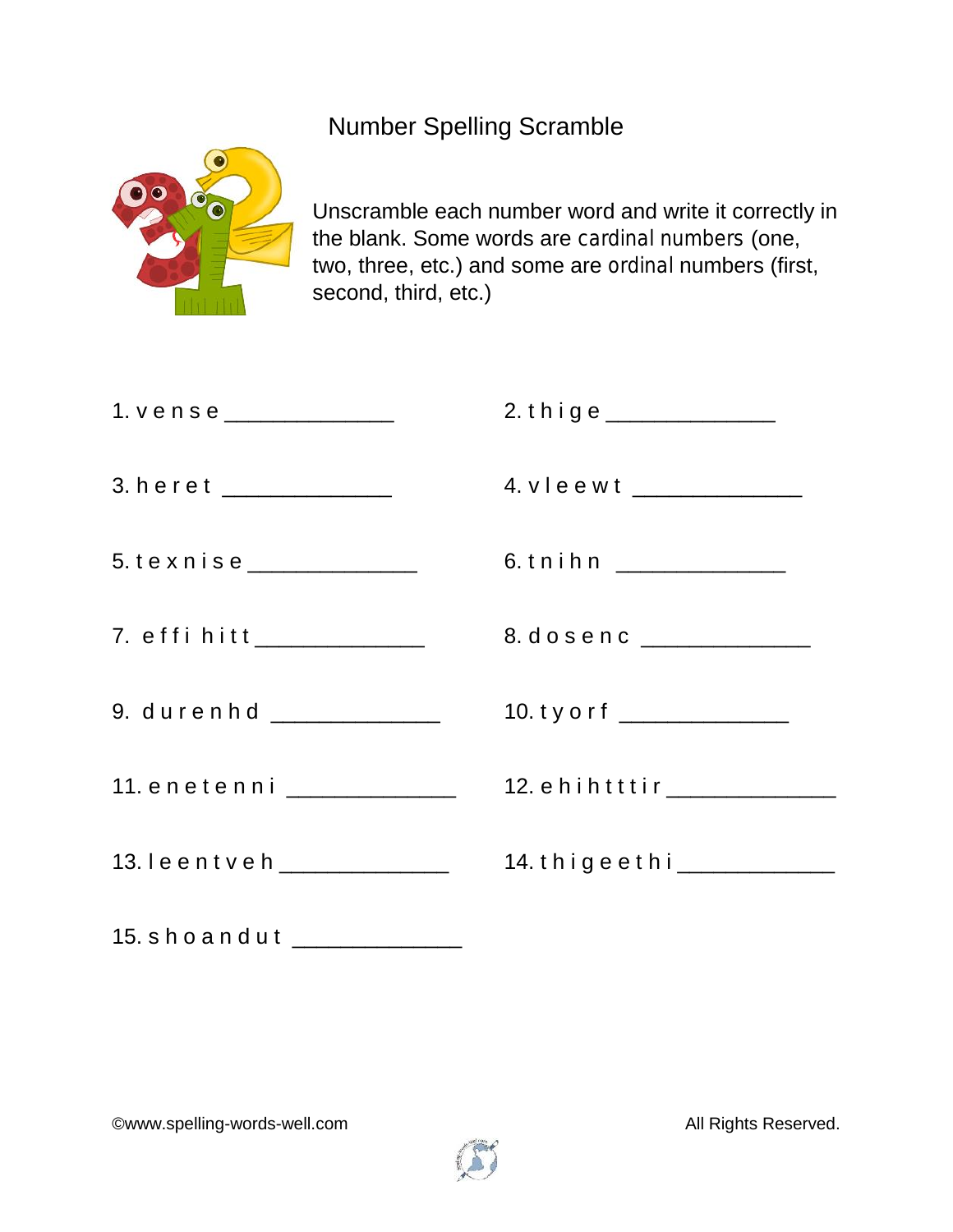# Number Spelling Scramble

Unscramble each number word and write it correctly in the blank. Some words are cardinal numbers (one, two, three, etc.) and some are ordinal numbers (first, second, third, etc.)

1. v e n s e _____________
2. t h i g e _____________
3. h e r e t _____________
4. v l e e w t _____________
5. t e x n i s e _____________
6. t n i h n _____________
7. e f f i h i t t _____________
8. d o s e n c _____________
9. d u r e n h d _____________
10. t y o r f _____________
11. e n e t e n n i _____________
12. e h i h t t t i r _____________
13. l e e n t v e h _____________
14. t h i g e e t h i _____________
15. s h o a n d u t _____________

©www.spelling-words-well.com

All Rights Reserved.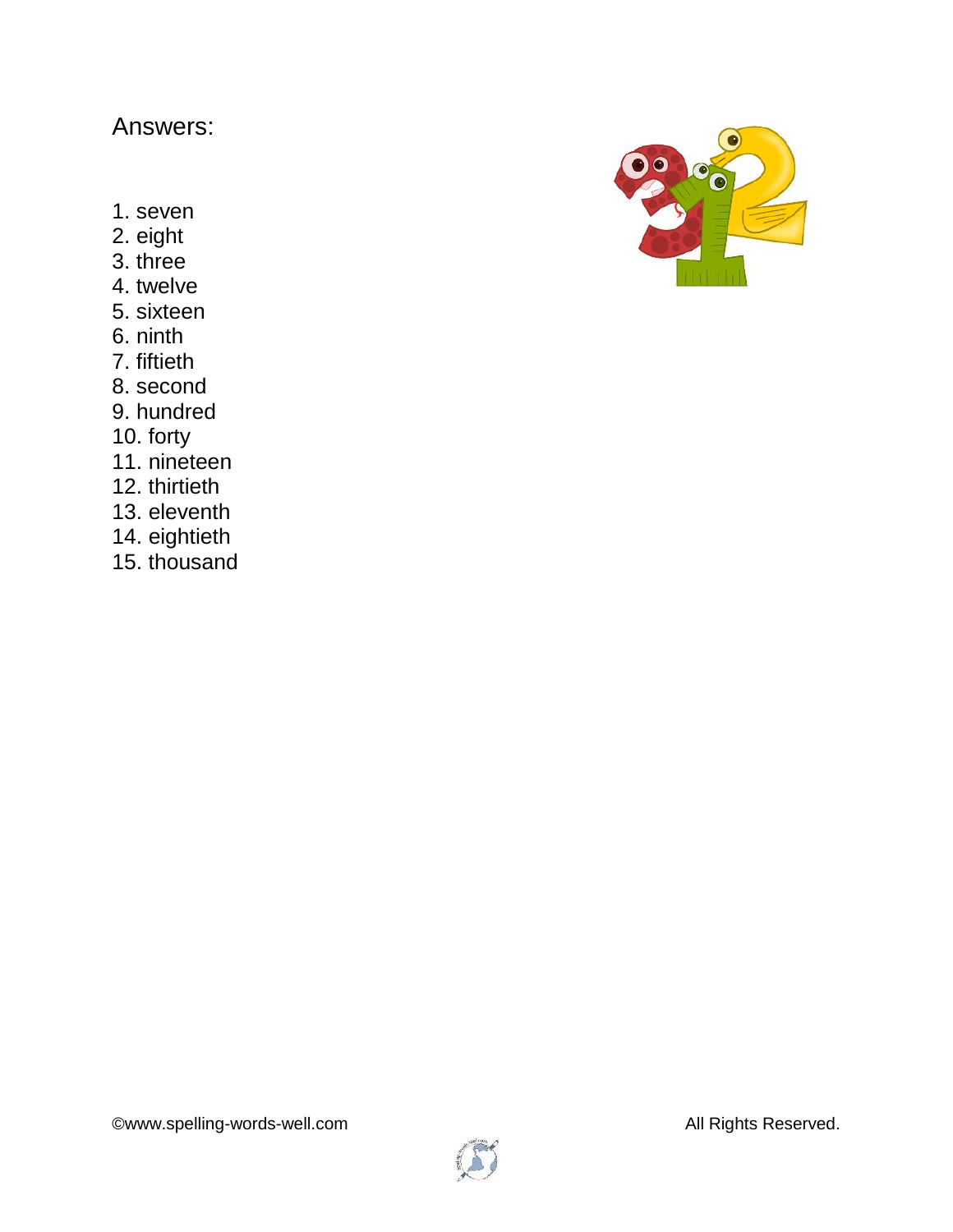Answers:

1. seven
2. eight
3. three
4. twelve
5. sixteen
6. ninth
7. fiftieth
8. second
9. hundred
10. forty
11. nineteen
12. thirtieth
13. eleventh
14. eightieth
15. thousand

©www.spelling-words-well.com All Rights Reserved.